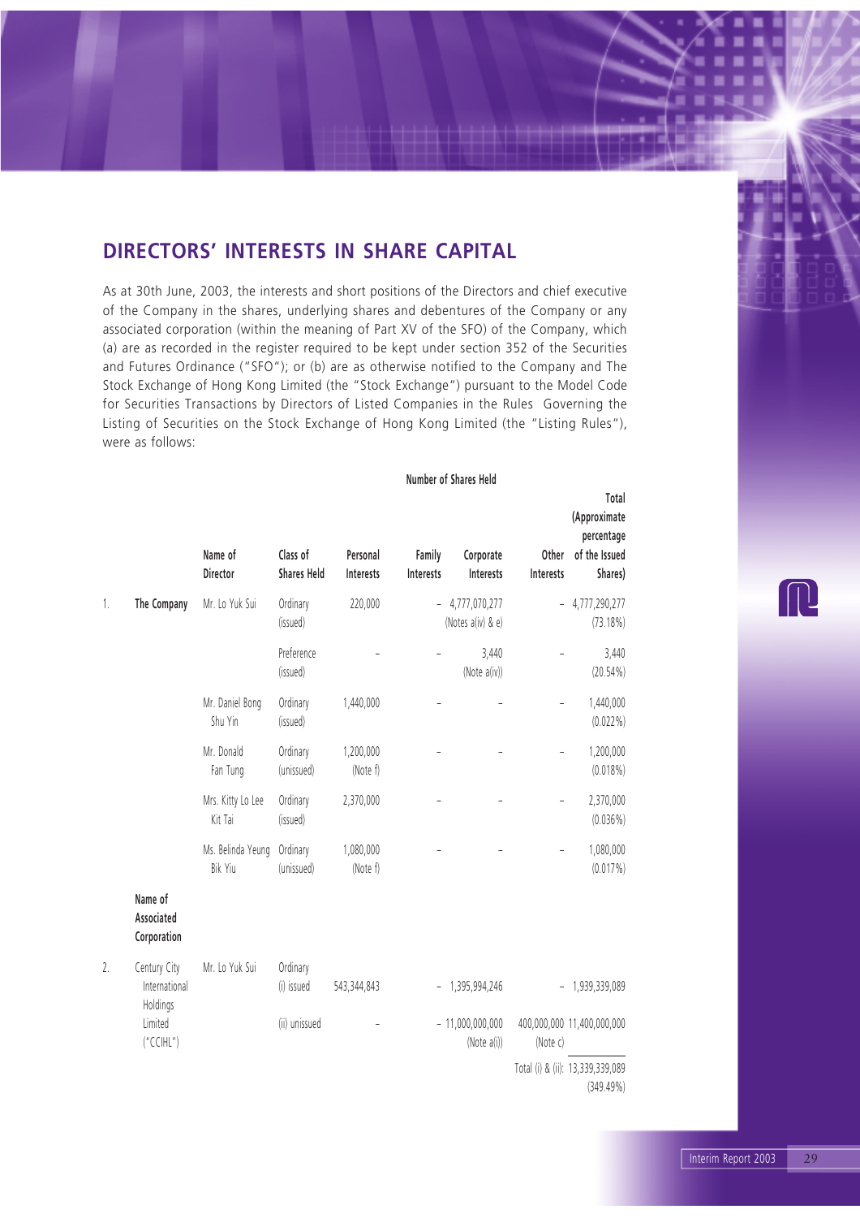## DIRECTORS' INTERESTS IN SHARE CAPITAL

As at 30th June, 2003, the interests and short positions of the Directors and chief executive of the Company in the shares, underlying shares and debentures of the Company or any associated corporation (within the meaning of Part XV of the SFO) of the Company, which (a) are as recorded in the register required to be kept under section 352 of the Securities and Futures Ordinance ("SFO"); or (b) are as otherwise notified to the Company and The Stock Exchange of Hong Kong Limited (the "Stock Exchange") pursuant to the Model Code for Securities Transactions by Directors of Listed Companies in the Rules Governing the Listing of Securities on the Stock Exchange of Hong Kong Limited (the "Listing Rules"), were as follows:

| | | | | Number of Shares Held | | | | |
|---|---|---|---|---|---|---|---|---|
| | | Name of Director | Class of Shares Held | Personal Interests | Family Interests | Corporate Interests | Other Interests | Total (Approximate percentage of the Issued Shares) |
| 1. | **The Company** | Mr. Lo Yuk Sui | Ordinary (issued) | 220,000 | – | 4,777,070,277 (Notes a(iv) & e) | – | 4,777,290,277 (73.18%) |
| | | | Preference (issued) | – | – | 3,440 (Note a(iv)) | – | 3,440 (20.54%) |
| | | Mr. Daniel Bong Shu Yin | Ordinary (issued) | 1,440,000 | – | – | – | 1,440,000 (0.022%) |
| | | Mr. Donald Fan Tung | Ordinary (unissued) | 1,200,000 (Note f) | – | – | – | 1,200,000 (0.018%) |
| | | Mrs. Kitty Lo Lee Kit Tai | Ordinary (issued) | 2,370,000 | – | – | – | 2,370,000 (0.036%) |
| | | Ms. Belinda Yeung Bik Yiu | Ordinary (unissued) | 1,080,000 (Note f) | – | – | – | 1,080,000 (0.017%) |
| | **Name of Associated Corporation** | | | | | | | |
| 2. | Century City International Holdings Limited ("CCIHL") | Mr. Lo Yuk Sui | Ordinary (i) issued | 543,344,843 | – | 1,395,994,246 | – | 1,939,339,089 |
| | | | (ii) unissued | – | – | 11,000,000,000 (Note a(i)) | 400,000,000 (Note c) | 11,400,000,000 |
| | | | | | | | Total (i) & (ii): | 13,339,339,089 (349.49%) |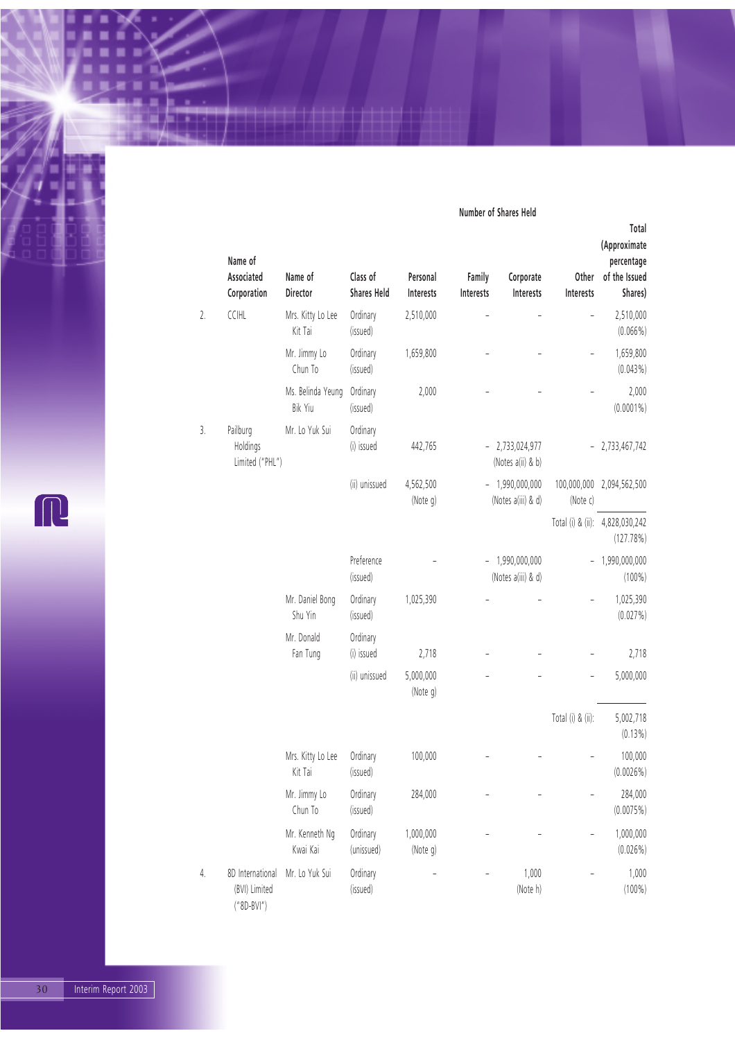| | Name of Associated Corporation | Name of Director | Class of Shares Held | Number of Shares Held | | | | |
|---|---|---|---|---|---|---|---|---|
| | | | | Personal Interests | Family Interests | Corporate Interests | Other Interests | Total (Approximate percentage of the Issued Shares) |
| 2. | CCIHL | Mrs. Kitty Lo Lee Kit Tai | Ordinary (issued) | 2,510,000 | – | – | – | 2,510,000 (0.066%) |
| | | Mr. Jimmy Lo Chun To | Ordinary (issued) | 1,659,800 | – | – | – | 1,659,800 (0.043%) |
| | | Ms. Belinda Yeung Bik Yiu | Ordinary (issued) | 2,000 | – | – | – | 2,000 (0.0001%) |
| 3. | Paliburg Holdings Limited ("PHL") | Mr. Lo Yuk Sui | Ordinary (i) issued | 442,765 | – | 2,733,024,977 (Notes a(ii) & b) | – | 2,733,467,742 |
| | | | (ii) unissued | 4,562,500 (Note g) | – | 1,990,000,000 (Notes a(iii) & d) | 100,000,000 (Note c) | 2,094,562,500 |
| | | | | | | | Total (i) & (ii): | 4,828,030,242 (127.78%) |
| | | | Preference (issued) | – | – | 1,990,000,000 (Notes a(iii) & d) | – | 1,990,000,000 (100%) |
| | | Mr. Daniel Bong Shu Yin | Ordinary (issued) | 1,025,390 | – | – | – | 1,025,390 (0.027%) |
| | | Mr. Donald Fan Tung | Ordinary (i) issued | 2,718 | – | – | – | 2,718 |
| | | | (ii) unissued | 5,000,000 (Note g) | – | – | – | 5,000,000 |
| | | | | | | | Total (i) & (ii): | 5,002,718 (0.13%) |
| | | Mrs. Kitty Lo Lee Kit Tai | Ordinary (issued) | 100,000 | – | – | – | 100,000 (0.0026%) |
| | | Mr. Jimmy Lo Chun To | Ordinary (issued) | 284,000 | – | – | – | 284,000 (0.0075%) |
| | | Mr. Kenneth Ng Kwai Kai | Ordinary (unissued) | 1,000,000 (Note g) | – | – | – | 1,000,000 (0.026%) |
| 4. | 8D International (BVI) Limited ("8D-BVI") | Mr. Lo Yuk Sui | Ordinary (issued) | – | – | 1,000 (Note h) | – | 1,000 (100%) |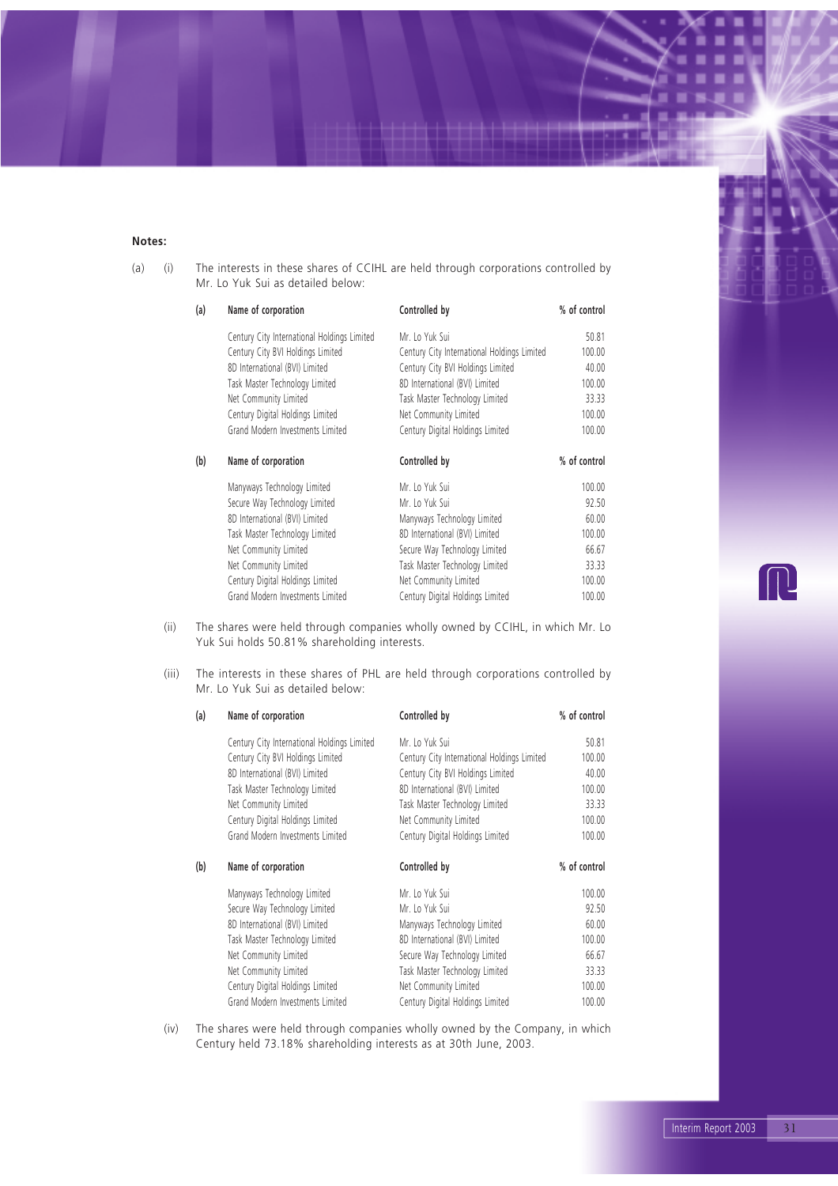**Notes:**

(a) (i) The interests in these shares of CCIHL are held through corporations controlled by Mr. Lo Yuk Sui as detailed below:

(a)

| Name of corporation | Controlled by | % of control |
|---|---|---|
| Century City International Holdings Limited | Mr. Lo Yuk Sui | 50.81 |
| Century City BVI Holdings Limited | Century City International Holdings Limited | 100.00 |
| 8D International (BVI) Limited | Century City BVI Holdings Limited | 40.00 |
| Task Master Technology Limited | 8D International (BVI) Limited | 100.00 |
| Net Community Limited | Task Master Technology Limited | 33.33 |
| Century Digital Holdings Limited | Net Community Limited | 100.00 |
| Grand Modern Investments Limited | Century Digital Holdings Limited | 100.00 |

(b)

| Name of corporation | Controlled by | % of control |
|---|---|---|
| Manyways Technology Limited | Mr. Lo Yuk Sui | 100.00 |
| Secure Way Technology Limited | Mr. Lo Yuk Sui | 92.50 |
| 8D International (BVI) Limited | Manyways Technology Limited | 60.00 |
| Task Master Technology Limited | 8D International (BVI) Limited | 100.00 |
| Net Community Limited | Secure Way Technology Limited | 66.67 |
| Net Community Limited | Task Master Technology Limited | 33.33 |
| Century Digital Holdings Limited | Net Community Limited | 100.00 |
| Grand Modern Investments Limited | Century Digital Holdings Limited | 100.00 |

(ii) The shares were held through companies wholly owned by CCIHL, in which Mr. Lo Yuk Sui holds 50.81% shareholding interests.

(iii) The interests in these shares of PHL are held through corporations controlled by Mr. Lo Yuk Sui as detailed below:

(a)

| Name of corporation | Controlled by | % of control |
|---|---|---|
| Century City International Holdings Limited | Mr. Lo Yuk Sui | 50.81 |
| Century City BVI Holdings Limited | Century City International Holdings Limited | 100.00 |
| 8D International (BVI) Limited | Century City BVI Holdings Limited | 40.00 |
| Task Master Technology Limited | 8D International (BVI) Limited | 100.00 |
| Net Community Limited | Task Master Technology Limited | 33.33 |
| Century Digital Holdings Limited | Net Community Limited | 100.00 |
| Grand Modern Investments Limited | Century Digital Holdings Limited | 100.00 |

(b)

| Name of corporation | Controlled by | % of control |
|---|---|---|
| Manyways Technology Limited | Mr. Lo Yuk Sui | 100.00 |
| Secure Way Technology Limited | Mr. Lo Yuk Sui | 92.50 |
| 8D International (BVI) Limited | Manyways Technology Limited | 60.00 |
| Task Master Technology Limited | 8D International (BVI) Limited | 100.00 |
| Net Community Limited | Secure Way Technology Limited | 66.67 |
| Net Community Limited | Task Master Technology Limited | 33.33 |
| Century Digital Holdings Limited | Net Community Limited | 100.00 |
| Grand Modern Investments Limited | Century Digital Holdings Limited | 100.00 |

(iv) The shares were held through companies wholly owned by the Company, in which Century held 73.18% shareholding interests as at 30th June, 2003.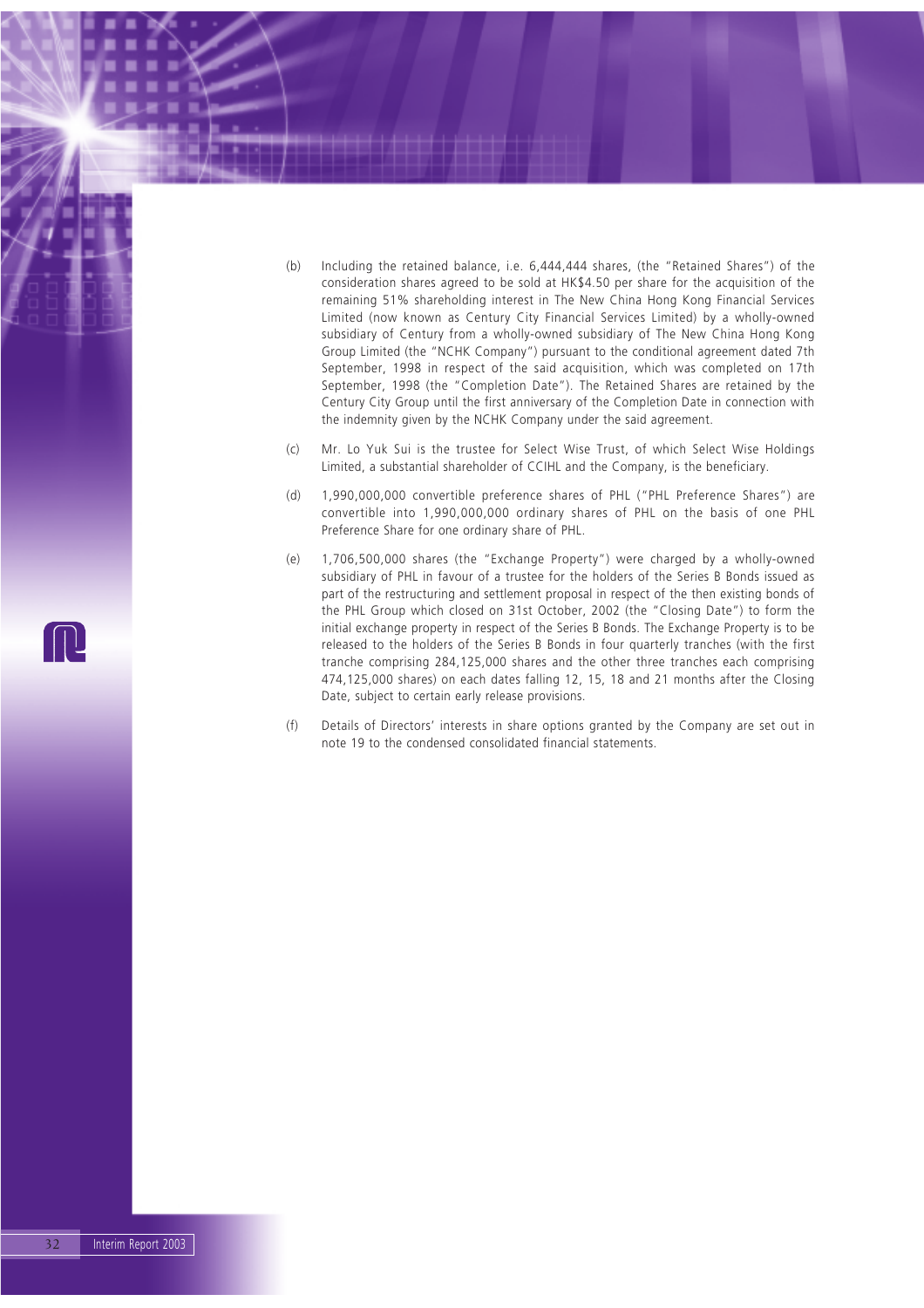(b) Including the retained balance, i.e. 6,444,444 shares, (the "Retained Shares") of the consideration shares agreed to be sold at HK$4.50 per share for the acquisition of the remaining 51% shareholding interest in The New China Hong Kong Financial Services Limited (now known as Century City Financial Services Limited) by a wholly-owned subsidiary of Century from a wholly-owned subsidiary of The New China Hong Kong Group Limited (the "NCHK Company") pursuant to the conditional agreement dated 7th September, 1998 in respect of the said acquisition, which was completed on 17th September, 1998 (the "Completion Date"). The Retained Shares are retained by the Century City Group until the first anniversary of the Completion Date in connection with the indemnity given by the NCHK Company under the said agreement.

(c) Mr. Lo Yuk Sui is the trustee for Select Wise Trust, of which Select Wise Holdings Limited, a substantial shareholder of CCIHL and the Company, is the beneficiary.

(d) 1,990,000,000 convertible preference shares of PHL ("PHL Preference Shares") are convertible into 1,990,000,000 ordinary shares of PHL on the basis of one PHL Preference Share for one ordinary share of PHL.

(e) 1,706,500,000 shares (the "Exchange Property") were charged by a wholly-owned subsidiary of PHL in favour of a trustee for the holders of the Series B Bonds issued as part of the restructuring and settlement proposal in respect of the then existing bonds of the PHL Group which closed on 31st October, 2002 (the "Closing Date") to form the initial exchange property in respect of the Series B Bonds. The Exchange Property is to be released to the holders of the Series B Bonds in four quarterly tranches (with the first tranche comprising 284,125,000 shares and the other three tranches each comprising 474,125,000 shares) on each dates falling 12, 15, 18 and 21 months after the Closing Date, subject to certain early release provisions.

(f) Details of Directors' interests in share options granted by the Company are set out in note 19 to the condensed consolidated financial statements.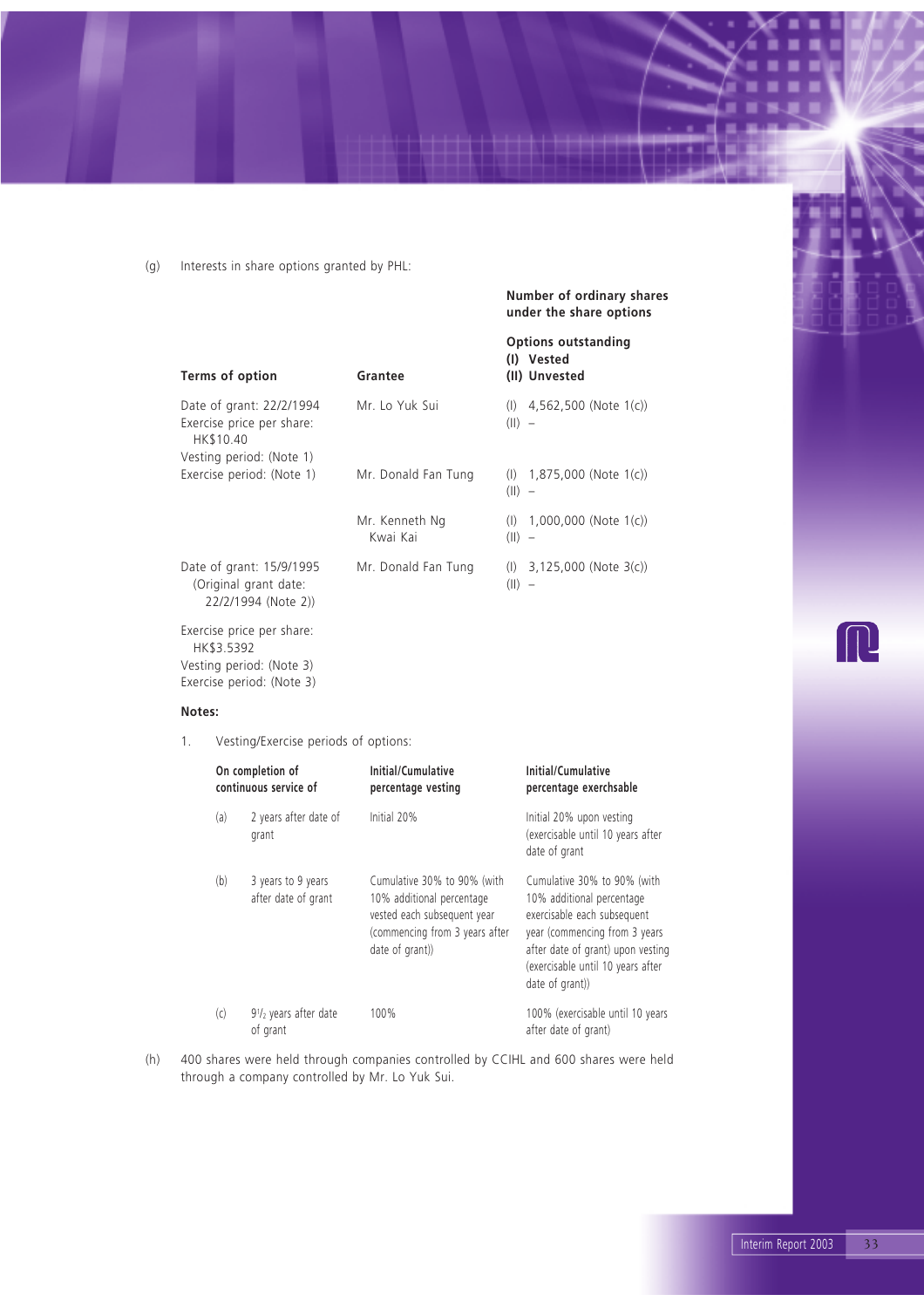(g) Interests in share options granted by PHL:

| Terms of option | Grantee | Number of ordinary shares under the share options<br>Options outstanding<br>(I) Vested<br>(II) Unvested |
|---|---|---|
| Date of grant: 22/2/1994<br>Exercise price per share: HK$10.40<br>Vesting period: (Note 1)<br>Exercise period: (Note 1) | Mr. Lo Yuk Sui | (I) 4,562,500 (Note 1(c))<br>(II) – |
| | Mr. Donald Fan Tung | (I) 1,875,000 (Note 1(c))<br>(II) – |
| | Mr. Kenneth Ng Kwai Kai | (I) 1,000,000 (Note 1(c))<br>(II) – |
| Date of grant: 15/9/1995 (Original grant date: 22/2/1994 (Note 2))<br>Exercise price per share: HK$3.5392<br>Vesting period: (Note 3)<br>Exercise period: (Note 3) | Mr. Donald Fan Tung | (I) 3,125,000 (Note 3(c))<br>(II) – |

**Notes:**

1. Vesting/Exercise periods of options:

| | On completion of continuous service of | Initial/Cumulative percentage vesting | Initial/Cumulative percentage exerchsable |
|---|---|---|---|
| (a) | 2 years after date of grant | Initial 20% | Initial 20% upon vesting (exercisable until 10 years after date of grant |
| (b) | 3 years to 9 years after date of grant | Cumulative 30% to 90% (with 10% additional percentage vested each subsequent year (commencing from 3 years after date of grant)) | Cumulative 30% to 90% (with 10% additional percentage exercisable each subsequent year (commencing from 3 years after date of grant) upon vesting (exercisable until 10 years after date of grant)) |
| (c) | $9^1/_2$ years after date of grant | 100% | 100% (exercisable until 10 years after date of grant) |

(h) 400 shares were held through companies controlled by CCIHL and 600 shares were held through a company controlled by Mr. Lo Yuk Sui.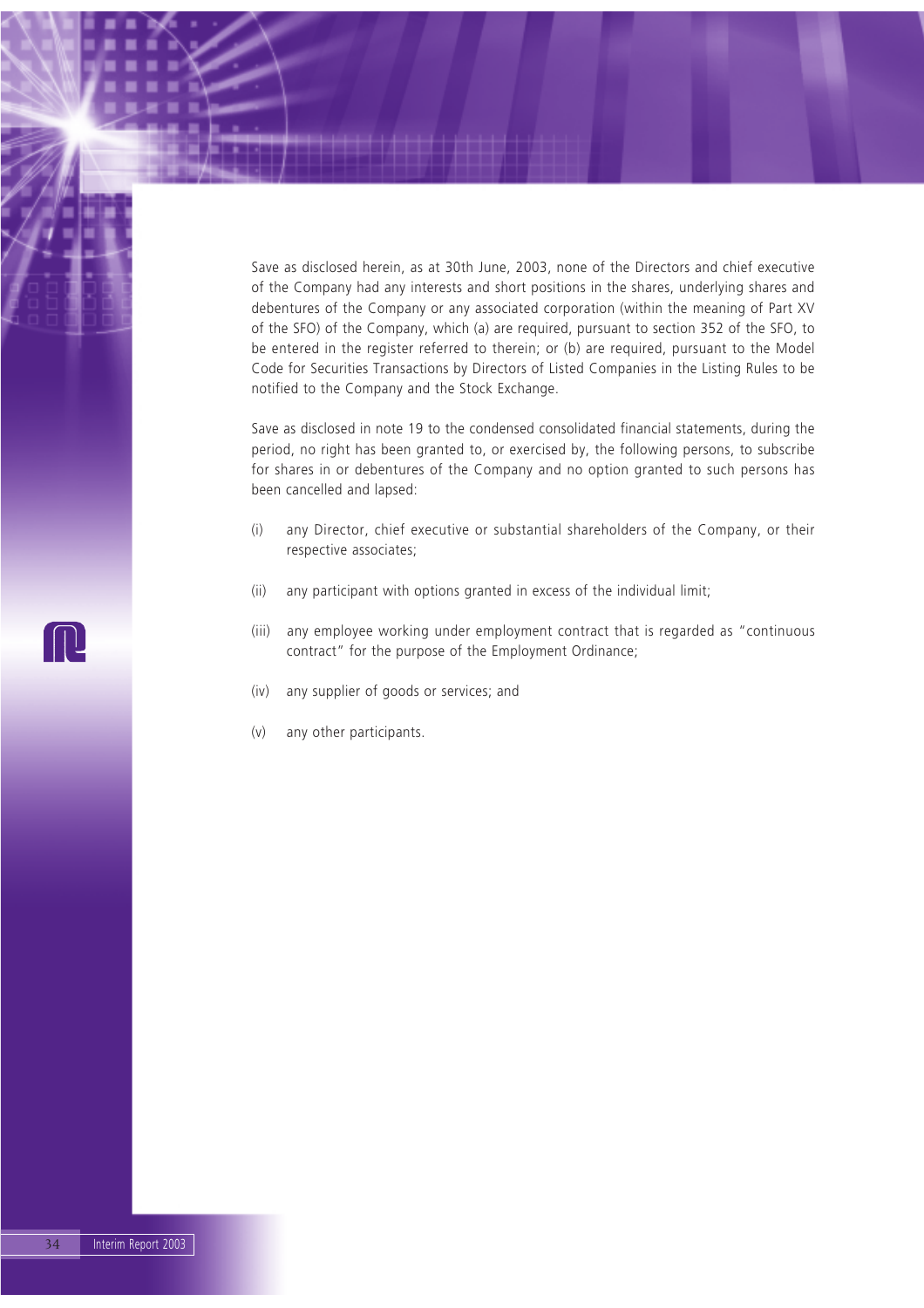Save as disclosed herein, as at 30th June, 2003, none of the Directors and chief executive of the Company had any interests and short positions in the shares, underlying shares and debentures of the Company or any associated corporation (within the meaning of Part XV of the SFO) of the Company, which (a) are required, pursuant to section 352 of the SFO, to be entered in the register referred to therein; or (b) are required, pursuant to the Model Code for Securities Transactions by Directors of Listed Companies in the Listing Rules to be notified to the Company and the Stock Exchange.

Save as disclosed in note 19 to the condensed consolidated financial statements, during the period, no right has been granted to, or exercised by, the following persons, to subscribe for shares in or debentures of the Company and no option granted to such persons has been cancelled and lapsed:

(i) any Director, chief executive or substantial shareholders of the Company, or their respective associates;

(ii) any participant with options granted in excess of the individual limit;

(iii) any employee working under employment contract that is regarded as "continuous contract" for the purpose of the Employment Ordinance;

(iv) any supplier of goods or services; and

(v) any other participants.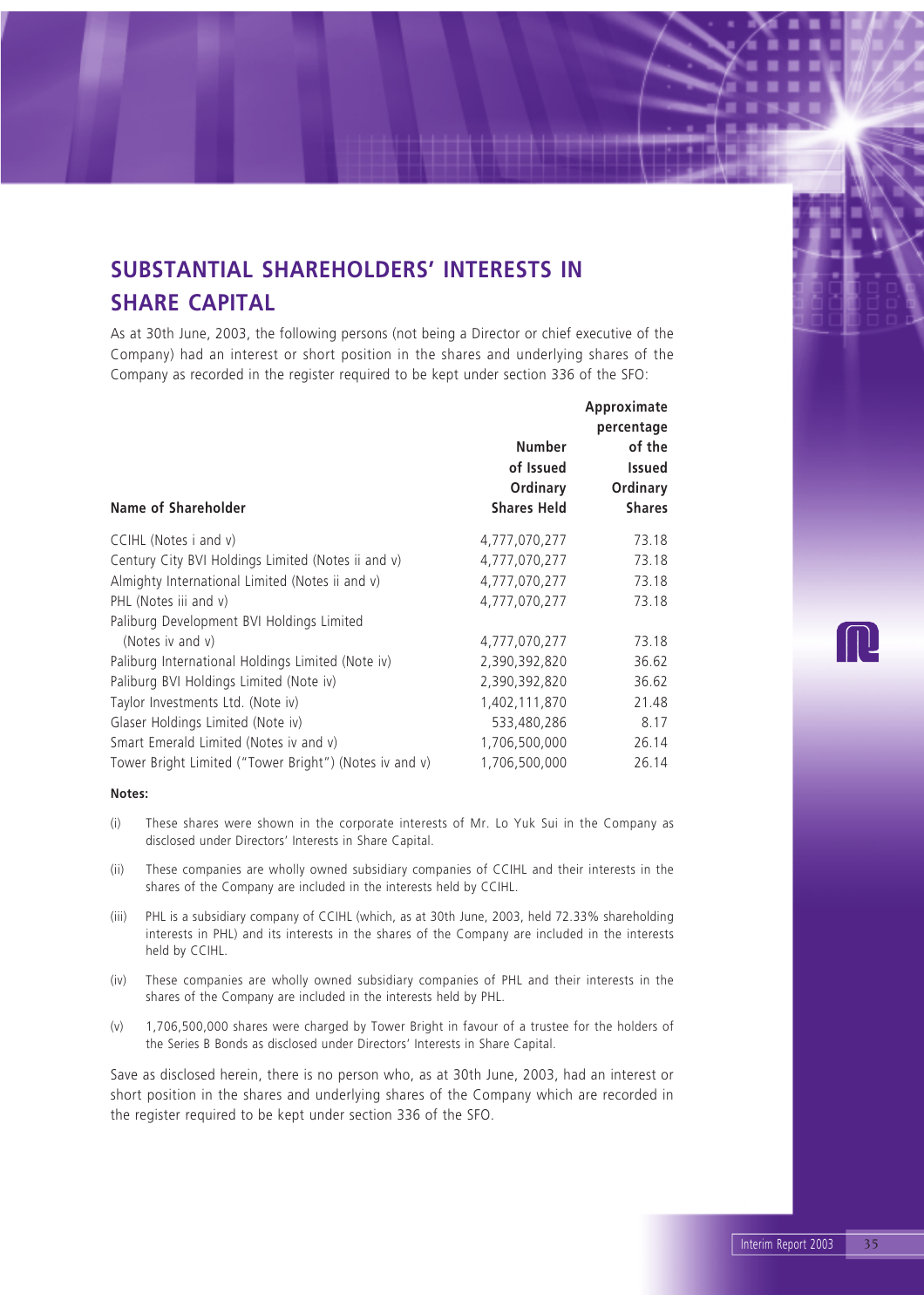## SUBSTANTIAL SHAREHOLDERS' INTERESTS IN SHARE CAPITAL

As at 30th June, 2003, the following persons (not being a Director or chief executive of the Company) had an interest or short position in the shares and underlying shares of the Company as recorded in the register required to be kept under section 336 of the SFO:

| Name of Shareholder | Number of Issued Ordinary Shares Held | Approximate percentage of the Issued Ordinary Shares |
|---|---|---|
| CCIHL (Notes i and v) | 4,777,070,277 | 73.18 |
| Century City BVI Holdings Limited (Notes ii and v) | 4,777,070,277 | 73.18 |
| Almighty International Limited (Notes ii and v) | 4,777,070,277 | 73.18 |
| PHL (Notes iii and v) | 4,777,070,277 | 73.18 |
| Paliburg Development BVI Holdings Limited (Notes iv and v) | 4,777,070,277 | 73.18 |
| Paliburg International Holdings Limited (Note iv) | 2,390,392,820 | 36.62 |
| Paliburg BVI Holdings Limited (Note iv) | 2,390,392,820 | 36.62 |
| Taylor Investments Ltd. (Note iv) | 1,402,111,870 | 21.48 |
| Glaser Holdings Limited (Note iv) | 533,480,286 | 8.17 |
| Smart Emerald Limited (Notes iv and v) | 1,706,500,000 | 26.14 |
| Tower Bright Limited ("Tower Bright") (Notes iv and v) | 1,706,500,000 | 26.14 |

**Notes:**

(i) These shares were shown in the corporate interests of Mr. Lo Yuk Sui in the Company as disclosed under Directors' Interests in Share Capital.

(ii) These companies are wholly owned subsidiary companies of CCIHL and their interests in the shares of the Company are included in the interests held by CCIHL.

(iii) PHL is a subsidiary company of CCIHL (which, as at 30th June, 2003, held 72.33% shareholding interests in PHL) and its interests in the shares of the Company are included in the interests held by CCIHL.

(iv) These companies are wholly owned subsidiary companies of PHL and their interests in the shares of the Company are included in the interests held by PHL.

(v) 1,706,500,000 shares were charged by Tower Bright in favour of a trustee for the holders of the Series B Bonds as disclosed under Directors' Interests in Share Capital.

Save as disclosed herein, there is no person who, as at 30th June, 2003, had an interest or short position in the shares and underlying shares of the Company which are recorded in the register required to be kept under section 336 of the SFO.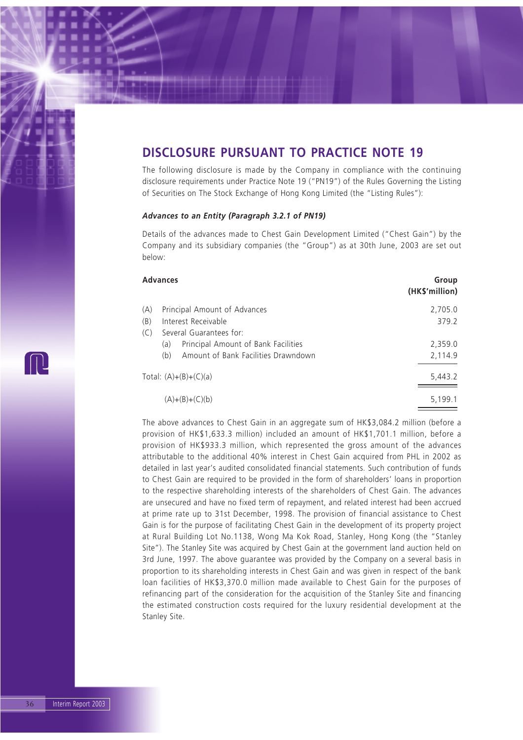## DISCLOSURE PURSUANT TO PRACTICE NOTE 19

The following disclosure is made by the Company in compliance with the continuing disclosure requirements under Practice Note 19 ("PN19") of the Rules Governing the Listing of Securities on The Stock Exchange of Hong Kong Limited (the "Listing Rules"):

***Advances to an Entity (Paragraph 3.2.1 of PN19)***

Details of the advances made to Chest Gain Development Limited ("Chest Gain") by the Company and its subsidiary companies (the "Group") as at 30th June, 2003 are set out below:

| **Advances** | **Group (HK$'million)** |
|---|---|
| (A) Principal Amount of Advances | 2,705.0 |
| (B) Interest Receivable | 379.2 |
| (C) Several Guarantees for: | |
| (a) Principal Amount of Bank Facilities | 2,359.0 |
| (b) Amount of Bank Facilities Drawndown | 2,114.9 |
| Total: (A)+(B)+(C)(a) | 5,443.2 |
| (A)+(B)+(C)(b) | 5,199.1 |

The above advances to Chest Gain in an aggregate sum of HK$3,084.2 million (before a provision of HK$1,633.3 million) included an amount of HK$1,701.1 million, before a provision of HK$933.3 million, which represented the gross amount of the advances attributable to the additional 40% interest in Chest Gain acquired from PHL in 2002 as detailed in last year's audited consolidated financial statements. Such contribution of funds to Chest Gain are required to be provided in the form of shareholders' loans in proportion to the respective shareholding interests of the shareholders of Chest Gain. The advances are unsecured and have no fixed term of repayment, and related interest had been accrued at prime rate up to 31st December, 1998. The provision of financial assistance to Chest Gain is for the purpose of facilitating Chest Gain in the development of its property project at Rural Building Lot No.1138, Wong Ma Kok Road, Stanley, Hong Kong (the "Stanley Site"). The Stanley Site was acquired by Chest Gain at the government land auction held on 3rd June, 1997. The above guarantee was provided by the Company on a several basis in proportion to its shareholding interests in Chest Gain and was given in respect of the bank loan facilities of HK$3,370.0 million made available to Chest Gain for the purposes of refinancing part of the consideration for the acquisition of the Stanley Site and financing the estimated construction costs required for the luxury residential development at the Stanley Site.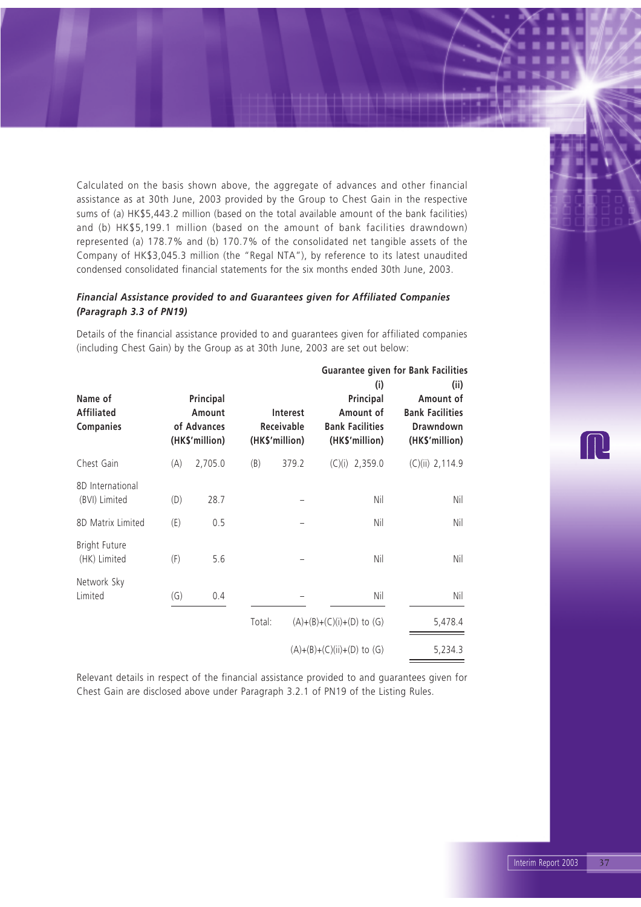Calculated on the basis shown above, the aggregate of advances and other financial assistance as at 30th June, 2003 provided by the Group to Chest Gain in the respective sums of (a) HK$5,443.2 million (based on the total available amount of the bank facilities) and (b) HK$5,199.1 million (based on the amount of bank facilities drawndown) represented (a) 178.7% and (b) 170.7% of the consolidated net tangible assets of the Company of HK$3,045.3 million (the "Regal NTA"), by reference to its latest unaudited condensed consolidated financial statements for the six months ended 30th June, 2003.

***Financial Assistance provided to and Guarantees given for Affiliated Companies (Paragraph 3.3 of PN19)***

Details of the financial assistance provided to and guarantees given for affiliated companies (including Chest Gain) by the Group as at 30th June, 2003 are set out below:

| Name of Affiliated Companies | Principal Amount of Advances (HK$'million) | | Interest Receivable (HK$'million) | | Guarantee given for Bank Facilities (i) Principal Amount of Bank Facilities (HK$'million) | Guarantee given for Bank Facilities (ii) Amount of Bank Facilities Drawndown (HK$'million) |
|---|---|---|---|---|---|---|
| Chest Gain | (A) | 2,705.0 | (B) | 379.2 | (C)(i) 2,359.0 | (C)(ii) 2,114.9 |
| 8D International (BVI) Limited | (D) | 28.7 | | – | Nil | Nil |
| 8D Matrix Limited | (E) | 0.5 | | – | Nil | Nil |
| Bright Future (HK) Limited | (F) | 5.6 | | – | Nil | Nil |
| Network Sky Limited | (G) | 0.4 | | – | Nil | Nil |
| | | | Total: | (A)+(B)+(C)(i)+(D) to (G) | | 5,478.4 |
| | | | | (A)+(B)+(C)(ii)+(D) to (G) | | 5,234.3 |

Relevant details in respect of the financial assistance provided to and guarantees given for Chest Gain are disclosed above under Paragraph 3.2.1 of PN19 of the Listing Rules.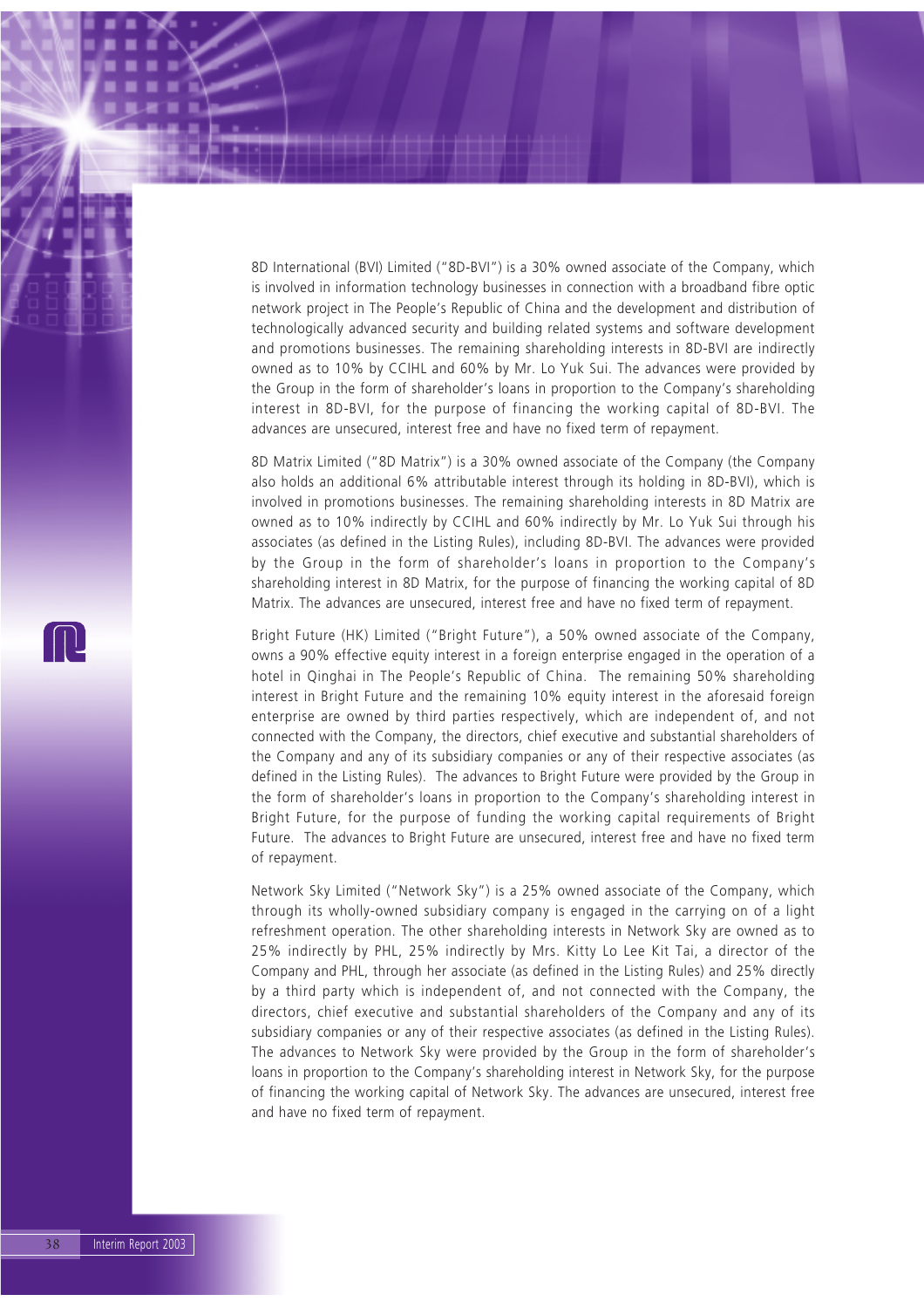8D International (BVI) Limited ("8D-BVI") is a 30% owned associate of the Company, which is involved in information technology businesses in connection with a broadband fibre optic network project in The People's Republic of China and the development and distribution of technologically advanced security and building related systems and software development and promotions businesses. The remaining shareholding interests in 8D-BVI are indirectly owned as to 10% by CCIHL and 60% by Mr. Lo Yuk Sui. The advances were provided by the Group in the form of shareholder's loans in proportion to the Company's shareholding interest in 8D-BVI, for the purpose of financing the working capital of 8D-BVI. The advances are unsecured, interest free and have no fixed term of repayment.

8D Matrix Limited ("8D Matrix") is a 30% owned associate of the Company (the Company also holds an additional 6% attributable interest through its holding in 8D-BVI), which is involved in promotions businesses. The remaining shareholding interests in 8D Matrix are owned as to 10% indirectly by CCIHL and 60% indirectly by Mr. Lo Yuk Sui through his associates (as defined in the Listing Rules), including 8D-BVI. The advances were provided by the Group in the form of shareholder's loans in proportion to the Company's shareholding interest in 8D Matrix, for the purpose of financing the working capital of 8D Matrix. The advances are unsecured, interest free and have no fixed term of repayment.

Bright Future (HK) Limited ("Bright Future"), a 50% owned associate of the Company, owns a 90% effective equity interest in a foreign enterprise engaged in the operation of a hotel in Qinghai in The People's Republic of China. The remaining 50% shareholding interest in Bright Future and the remaining 10% equity interest in the aforesaid foreign enterprise are owned by third parties respectively, which are independent of, and not connected with the Company, the directors, chief executive and substantial shareholders of the Company and any of its subsidiary companies or any of their respective associates (as defined in the Listing Rules). The advances to Bright Future were provided by the Group in the form of shareholder's loans in proportion to the Company's shareholding interest in Bright Future, for the purpose of funding the working capital requirements of Bright Future. The advances to Bright Future are unsecured, interest free and have no fixed term of repayment.

Network Sky Limited ("Network Sky") is a 25% owned associate of the Company, which through its wholly-owned subsidiary company is engaged in the carrying on of a light refreshment operation. The other shareholding interests in Network Sky are owned as to 25% indirectly by PHL, 25% indirectly by Mrs. Kitty Lo Lee Kit Tai, a director of the Company and PHL, through her associate (as defined in the Listing Rules) and 25% directly by a third party which is independent of, and not connected with the Company, the directors, chief executive and substantial shareholders of the Company and any of its subsidiary companies or any of their respective associates (as defined in the Listing Rules). The advances to Network Sky were provided by the Group in the form of shareholder's loans in proportion to the Company's shareholding interest in Network Sky, for the purpose of financing the working capital of Network Sky. The advances are unsecured, interest free and have no fixed term of repayment.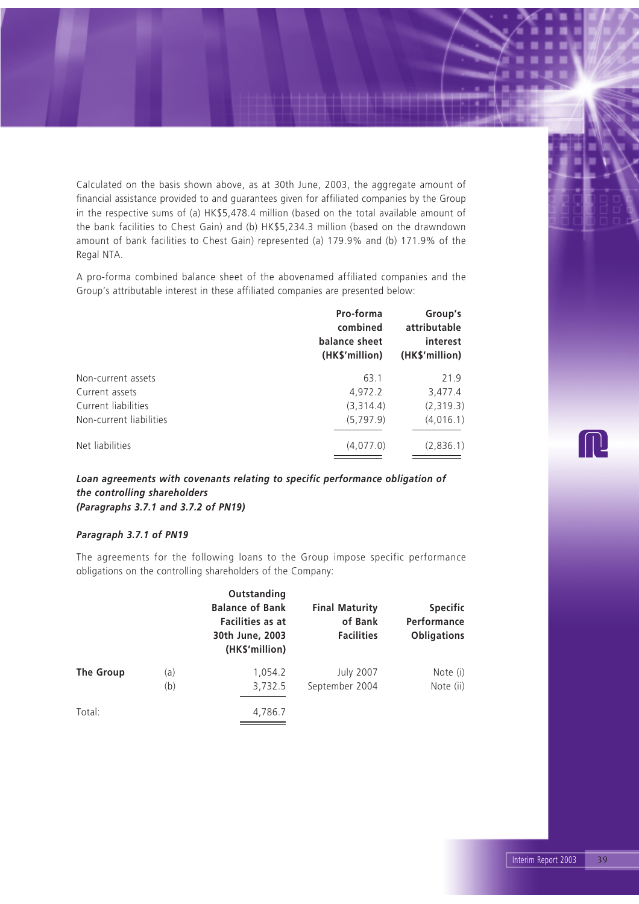Calculated on the basis shown above, as at 30th June, 2003, the aggregate amount of financial assistance provided to and guarantees given for affiliated companies by the Group in the respective sums of (a) HK$5,478.4 million (based on the total available amount of the bank facilities to Chest Gain) and (b) HK$5,234.3 million (based on the drawndown amount of bank facilities to Chest Gain) represented (a) 179.9% and (b) 171.9% of the Regal NTA.

A pro-forma combined balance sheet of the abovenamed affiliated companies and the Group's attributable interest in these affiliated companies are presented below:

| | Pro-forma combined balance sheet (HK$'million) | Group's attributable interest (HK$'million) |
|---|---|---|
| Non-current assets | 63.1 | 21.9 |
| Current assets | 4,972.2 | 3,477.4 |
| Current liabilities | (3,314.4) | (2,319.3) |
| Non-current liabilities | (5,797.9) | (4,016.1) |
| Net liabilities | (4,077.0) | (2,836.1) |

***Loan agreements with covenants relating to specific performance obligation of the controlling shareholders***
***(Paragraphs 3.7.1 and 3.7.2 of PN19)***

***Paragraph 3.7.1 of PN19***

The agreements for the following loans to the Group impose specific performance obligations on the controlling shareholders of the Company:

| | | Outstanding Balance of Bank Facilities as at 30th June, 2003 (HK$'million) | Final Maturity of Bank Facilities | Specific Performance Obligations |
|---|---|---|---|---|
| **The Group** | (a) | 1,054.2 | July 2007 | Note (i) |
| | (b) | 3,732.5 | September 2004 | Note (ii) |
| Total: | | 4,786.7 | | |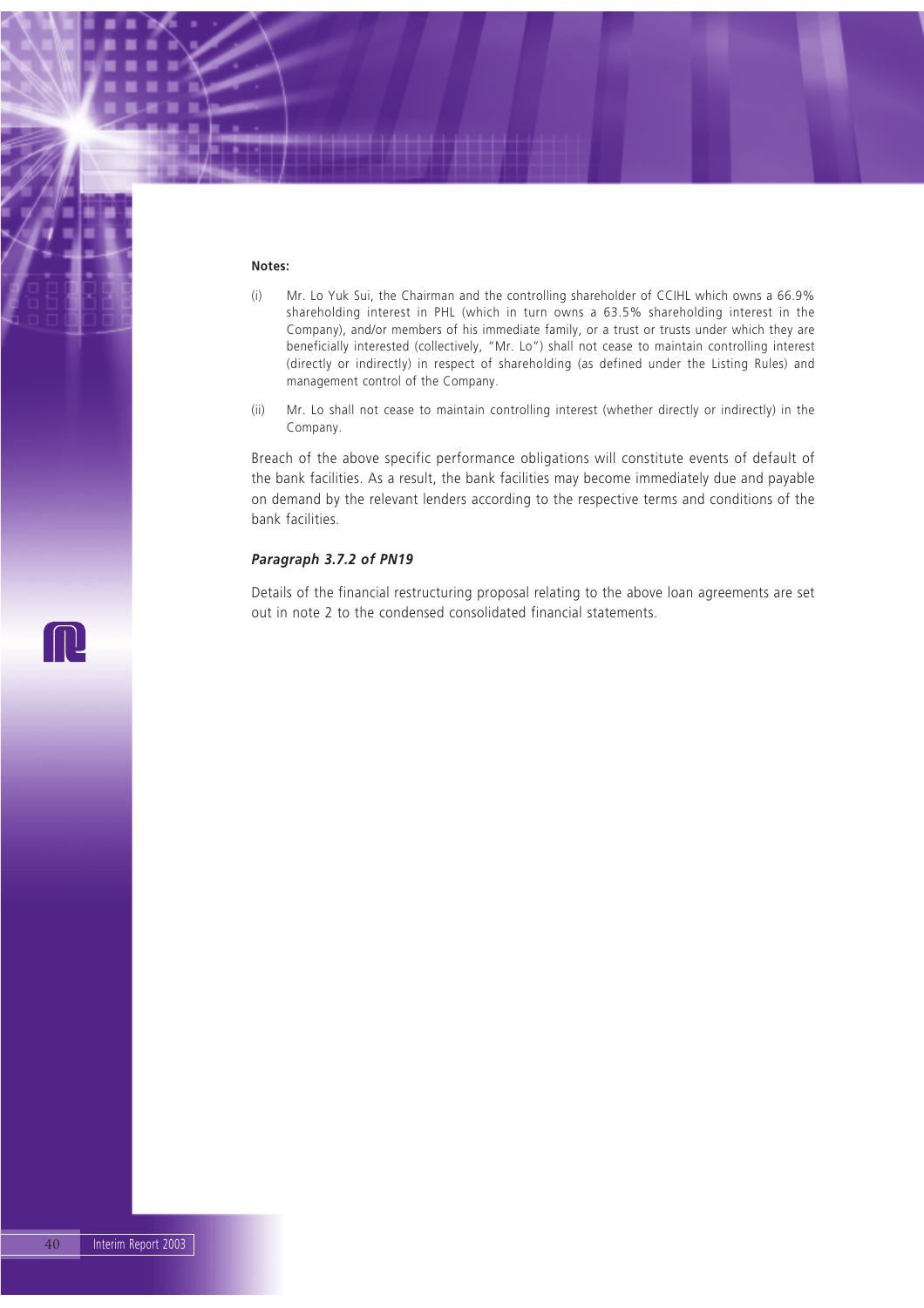**Notes:**

(i) Mr. Lo Yuk Sui, the Chairman and the controlling shareholder of CCIHL which owns a 66.9% shareholding interest in PHL (which in turn owns a 63.5% shareholding interest in the Company), and/or members of his immediate family, or a trust or trusts under which they are beneficially interested (collectively, "Mr. Lo") shall not cease to maintain controlling interest (directly or indirectly) in respect of shareholding (as defined under the Listing Rules) and management control of the Company.

(ii) Mr. Lo shall not cease to maintain controlling interest (whether directly or indirectly) in the Company.

Breach of the above specific performance obligations will constitute events of default of the bank facilities. As a result, the bank facilities may become immediately due and payable on demand by the relevant lenders according to the respective terms and conditions of the bank facilities.

***Paragraph 3.7.2 of PN19***

Details of the financial restructuring proposal relating to the above loan agreements are set out in note 2 to the condensed consolidated financial statements.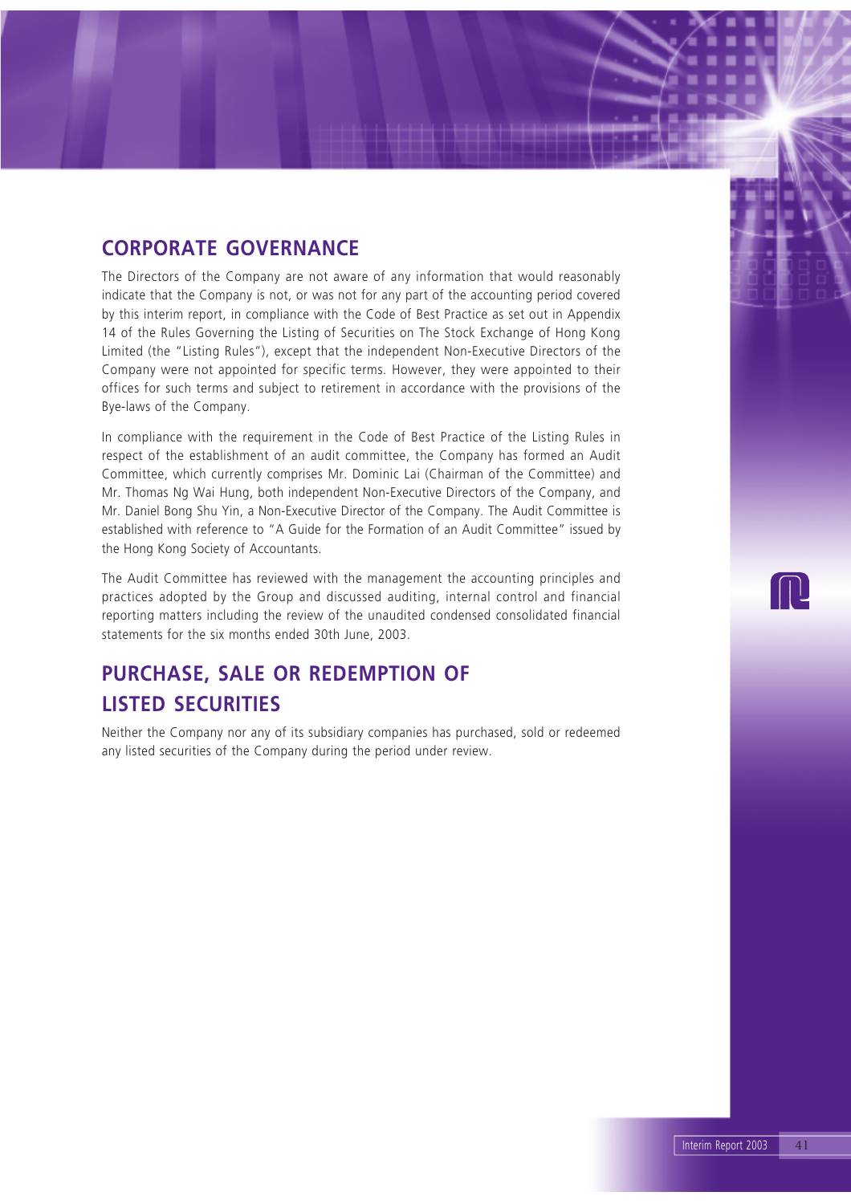## CORPORATE GOVERNANCE

The Directors of the Company are not aware of any information that would reasonably indicate that the Company is not, or was not for any part of the accounting period covered by this interim report, in compliance with the Code of Best Practice as set out in Appendix 14 of the Rules Governing the Listing of Securities on The Stock Exchange of Hong Kong Limited (the "Listing Rules"), except that the independent Non-Executive Directors of the Company were not appointed for specific terms. However, they were appointed to their offices for such terms and subject to retirement in accordance with the provisions of the Bye-laws of the Company.

In compliance with the requirement in the Code of Best Practice of the Listing Rules in respect of the establishment of an audit committee, the Company has formed an Audit Committee, which currently comprises Mr. Dominic Lai (Chairman of the Committee) and Mr. Thomas Ng Wai Hung, both independent Non-Executive Directors of the Company, and Mr. Daniel Bong Shu Yin, a Non-Executive Director of the Company. The Audit Committee is established with reference to "A Guide for the Formation of an Audit Committee" issued by the Hong Kong Society of Accountants.

The Audit Committee has reviewed with the management the accounting principles and practices adopted by the Group and discussed auditing, internal control and financial reporting matters including the review of the unaudited condensed consolidated financial statements for the six months ended 30th June, 2003.

## PURCHASE, SALE OR REDEMPTION OF LISTED SECURITIES

Neither the Company nor any of its subsidiary companies has purchased, sold or redeemed any listed securities of the Company during the period under review.